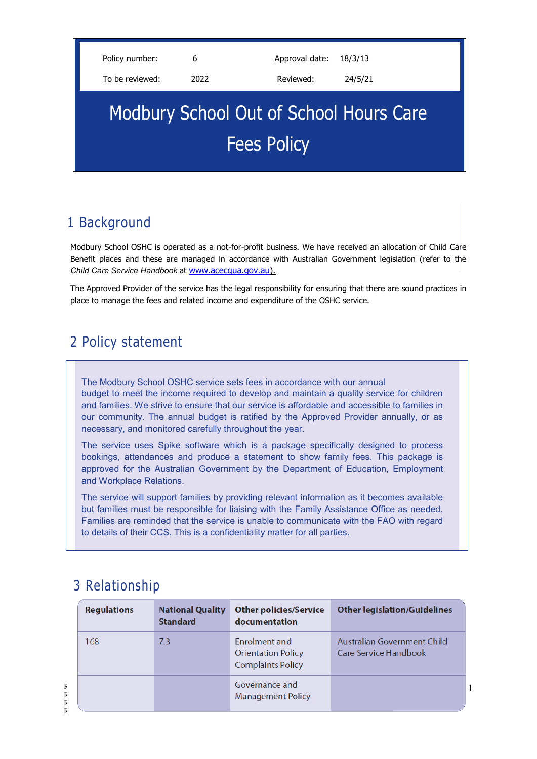| Policy number: | 6 | Approval date: | 18/3/13 |
|---|---|---|---|
| To be reviewed: | 2022 | Reviewed: | 24/5/21 |

# Modbury School Out of School Hours Care Fees Policy

## 1 Background

Modbury School OSHC is operated as a not-for-profit business. We have received an allocation of Child Care Benefit places and these are managed in accordance with Australian Government legislation (refer to the *Child Care Service Handbook* at www.acecqua.gov.au).

The Approved Provider of the service has the legal responsibility for ensuring that there are sound practices in place to manage the fees and related income and expenditure of the OSHC service.

## 2 Policy statement

The Modbury School OSHC service sets fees in accordance with our annual budget to meet the income required to develop and maintain a quality service for children and families. We strive to ensure that our service is affordable and accessible to families in our community. The annual budget is ratified by the Approved Provider annually, or as necessary, and monitored carefully throughout the year.

The service uses Spike software which is a package specifically designed to process bookings, attendances and produce a statement to show family fees. This package is approved for the Australian Government by the Department of Education, Employment and Workplace Relations.

The service will support families by providing relevant information as it becomes available but families must be responsible for liaising with the Family Assistance Office as needed. Families are reminded that the service is unable to communicate with the FAO with regard to details of their CCS. This is a confidentiality matter for all parties.

## 3 Relationship

| Regulations | National Quality Standard | Other policies/Service documentation | Other legislation/Guidelines |
|---|---|---|---|
| 168 | 7.3 | Enrolment and Orientation Policy<br>Complaints Policy | Australian Government Child Care Service Handbook |
| | | Governance and Management Policy | |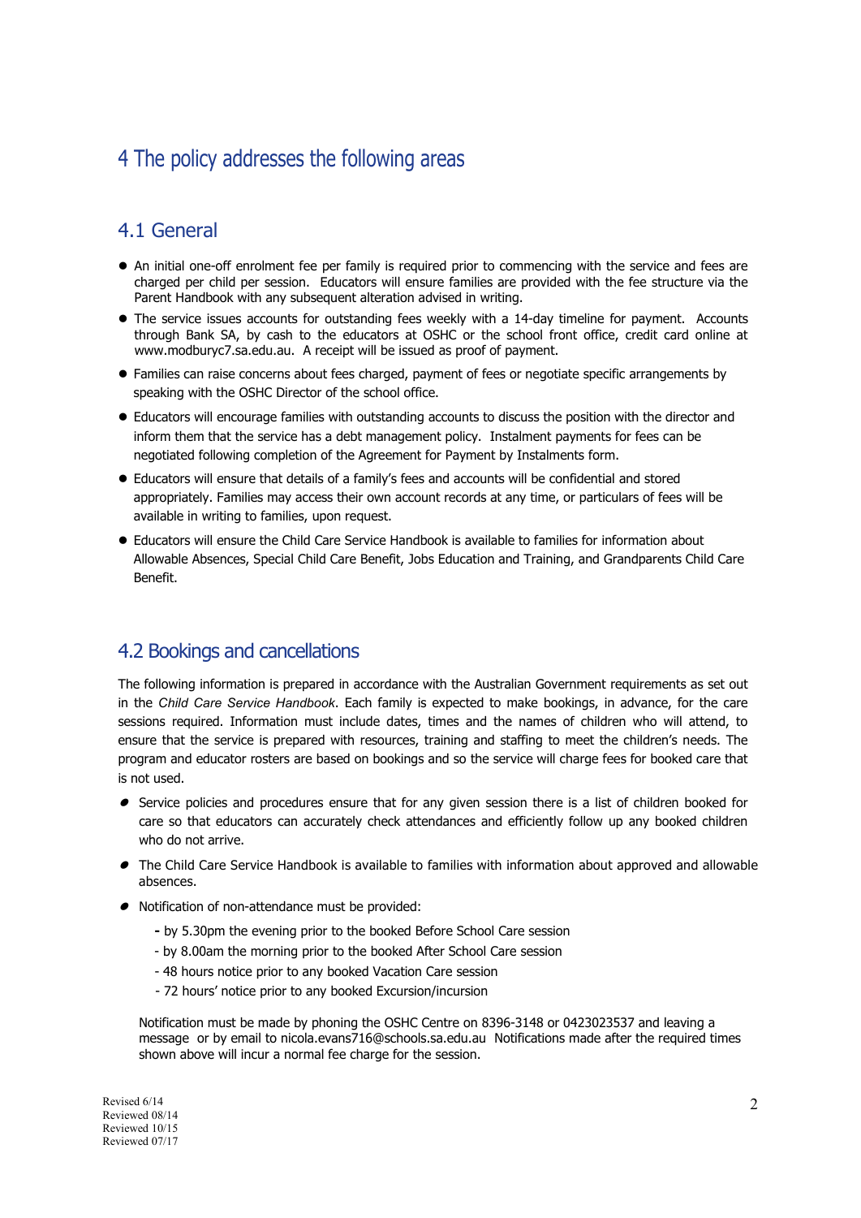# 4 The policy addresses the following areas

## 4.1 General

- An initial one-off enrolment fee per family is required prior to commencing with the service and fees are charged per child per session. Educators will ensure families are provided with the fee structure via the Parent Handbook with any subsequent alteration advised in writing.
- The service issues accounts for outstanding fees weekly with a 14-day timeline for payment. Accounts through Bank SA, by cash to the educators at OSHC or the school front office, credit card online at www.modburyc7.sa.edu.au. A receipt will be issued as proof of payment.
- Families can raise concerns about fees charged, payment of fees or negotiate specific arrangements by speaking with the OSHC Director of the school office.
- Educators will encourage families with outstanding accounts to discuss the position with the director and inform them that the service has a debt management policy. Instalment payments for fees can be negotiated following completion of the Agreement for Payment by Instalments form.
- Educators will ensure that details of a family's fees and accounts will be confidential and stored appropriately. Families may access their own account records at any time, or particulars of fees will be available in writing to families, upon request.
- Educators will ensure the Child Care Service Handbook is available to families for information about Allowable Absences, Special Child Care Benefit, Jobs Education and Training, and Grandparents Child Care Benefit.

## 4.2 Bookings and cancellations

The following information is prepared in accordance with the Australian Government requirements as set out in the *Child Care Service Handbook*. Each family is expected to make bookings, in advance, for the care sessions required. Information must include dates, times and the names of children who will attend, to ensure that the service is prepared with resources, training and staffing to meet the children's needs. The program and educator rosters are based on bookings and so the service will charge fees for booked care that is not used.

- Service policies and procedures ensure that for any given session there is a list of children booked for care so that educators can accurately check attendances and efficiently follow up any booked children who do not arrive.
- The Child Care Service Handbook is available to families with information about approved and allowable absences.
- Notification of non-attendance must be provided:
  - by 5.30pm the evening prior to the booked Before School Care session
  - by 8.00am the morning prior to the booked After School Care session
  - 48 hours notice prior to any booked Vacation Care session
  - 72 hours' notice prior to any booked Excursion/incursion

  Notification must be made by phoning the OSHC Centre on 8396-3148 or 0423023537 and leaving a message or by email to nicola.evans716@schools.sa.edu.au Notifications made after the required times shown above will incur a normal fee charge for the session.

Revised 6/14
Reviewed 08/14
Reviewed 10/15
Reviewed 07/17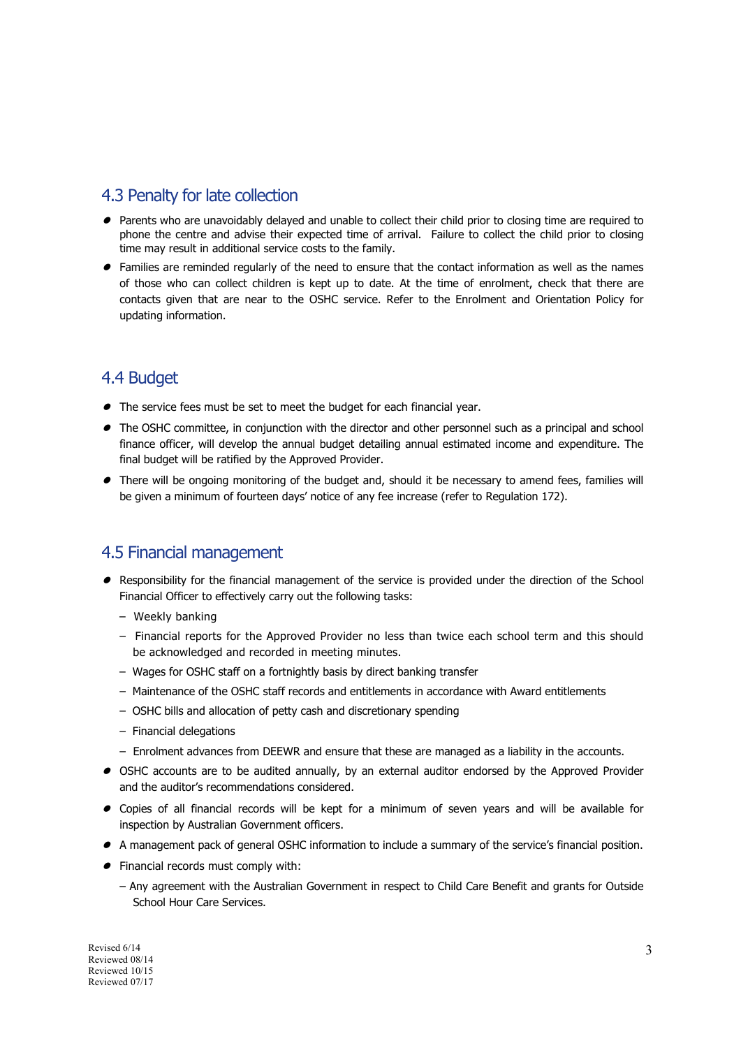## 4.3 Penalty for late collection

- Parents who are unavoidably delayed and unable to collect their child prior to closing time are required to phone the centre and advise their expected time of arrival. Failure to collect the child prior to closing time may result in additional service costs to the family.
- Families are reminded regularly of the need to ensure that the contact information as well as the names of those who can collect children is kept up to date. At the time of enrolment, check that there are contacts given that are near to the OSHC service. Refer to the Enrolment and Orientation Policy for updating information.

## 4.4 Budget

- The service fees must be set to meet the budget for each financial year.
- The OSHC committee, in conjunction with the director and other personnel such as a principal and school finance officer, will develop the annual budget detailing annual estimated income and expenditure. The final budget will be ratified by the Approved Provider.
- There will be ongoing monitoring of the budget and, should it be necessary to amend fees, families will be given a minimum of fourteen days' notice of any fee increase (refer to Regulation 172).

## 4.5 Financial management

- Responsibility for the financial management of the service is provided under the direction of the School Financial Officer to effectively carry out the following tasks:
  - Weekly banking
  - Financial reports for the Approved Provider no less than twice each school term and this should be acknowledged and recorded in meeting minutes.
  - Wages for OSHC staff on a fortnightly basis by direct banking transfer
  - Maintenance of the OSHC staff records and entitlements in accordance with Award entitlements
  - OSHC bills and allocation of petty cash and discretionary spending
  - Financial delegations
  - Enrolment advances from DEEWR and ensure that these are managed as a liability in the accounts.
- OSHC accounts are to be audited annually, by an external auditor endorsed by the Approved Provider and the auditor's recommendations considered.
- Copies of all financial records will be kept for a minimum of seven years and will be available for inspection by Australian Government officers.
- A management pack of general OSHC information to include a summary of the service's financial position.
- Financial records must comply with:
  - Any agreement with the Australian Government in respect to Child Care Benefit and grants for Outside School Hour Care Services.

Revised 6/14
Reviewed 08/14
Reviewed 10/15
Reviewed 07/17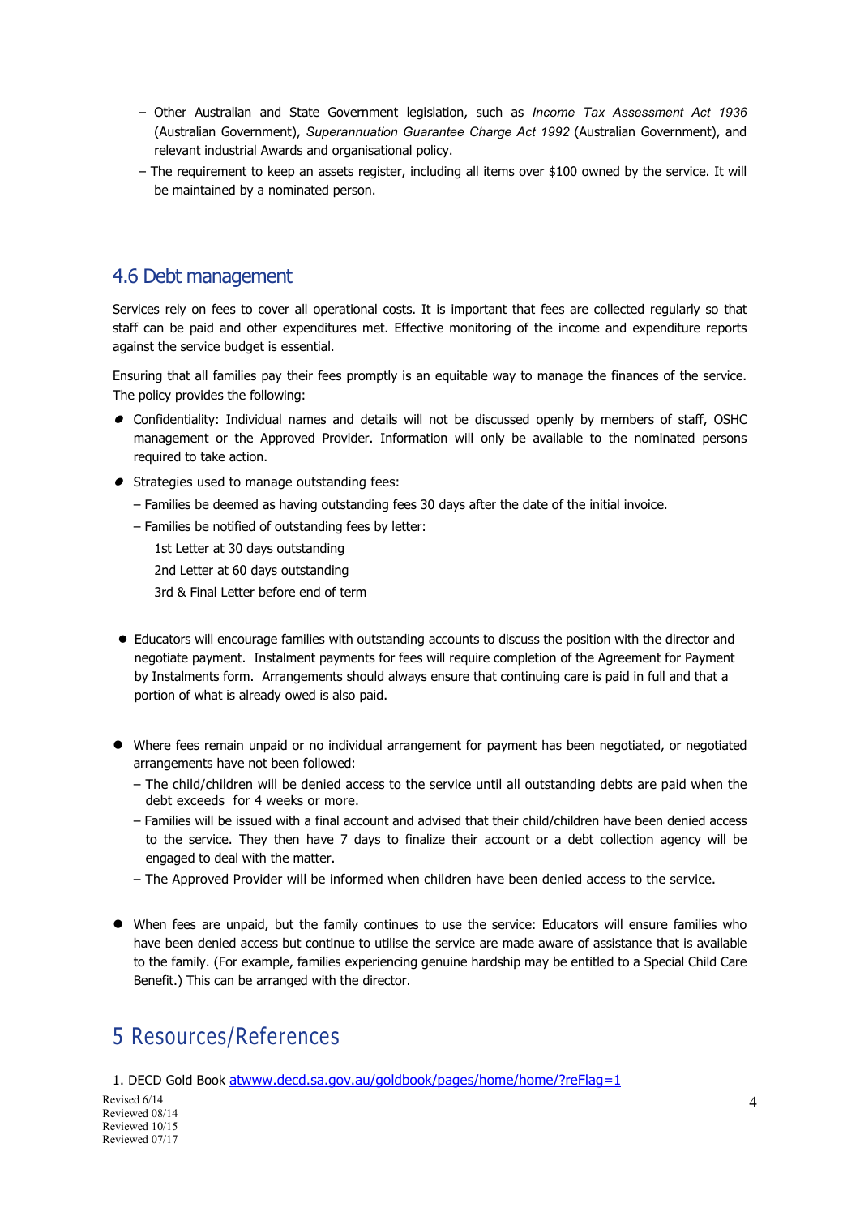– Other Australian and State Government legislation, such as *Income Tax Assessment Act 1936* (Australian Government), *Superannuation Guarantee Charge Act 1992* (Australian Government), and relevant industrial Awards and organisational policy.

– The requirement to keep an assets register, including all items over $100 owned by the service. It will be maintained by a nominated person.

## 4.6 Debt management

Services rely on fees to cover all operational costs. It is important that fees are collected regularly so that staff can be paid and other expenditures met. Effective monitoring of the income and expenditure reports against the service budget is essential.

Ensuring that all families pay their fees promptly is an equitable way to manage the finances of the service. The policy provides the following:

- Confidentiality: Individual names and details will not be discussed openly by members of staff, OSHC management or the Approved Provider. Information will only be available to the nominated persons required to take action.
- Strategies used to manage outstanding fees:
  - Families be deemed as having outstanding fees 30 days after the date of the initial invoice.
  - Families be notified of outstanding fees by letter:

    1st Letter at 30 days outstanding

    2nd Letter at 60 days outstanding

    3rd & Final Letter before end of term

- Educators will encourage families with outstanding accounts to discuss the position with the director and negotiate payment. Instalment payments for fees will require completion of the Agreement for Payment by Instalments form. Arrangements should always ensure that continuing care is paid in full and that a portion of what is already owed is also paid.

- Where fees remain unpaid or no individual arrangement for payment has been negotiated, or negotiated arrangements have not been followed:
  - The child/children will be denied access to the service until all outstanding debts are paid when the debt exceeds for 4 weeks or more.
  - Families will be issued with a final account and advised that their child/children have been denied access to the service. They then have 7 days to finalize their account or a debt collection agency will be engaged to deal with the matter.
  - The Approved Provider will be informed when children have been denied access to the service.

- When fees are unpaid, but the family continues to use the service: Educators will ensure families who have been denied access but continue to utilise the service are made aware of assistance that is available to the family. (For example, families experiencing genuine hardship may be entitled to a Special Child Care Benefit.) This can be arranged with the director.

# 5 Resources/References

1. DECD Gold Book [atwww.decd.sa.gov.au/goldbook/pages/home/home/?reFlag=1](atwww.decd.sa.gov.au/goldbook/pages/home/home/?reFlag=1)

Revised 6/14
Reviewed 08/14
Reviewed 10/15
Reviewed 07/17